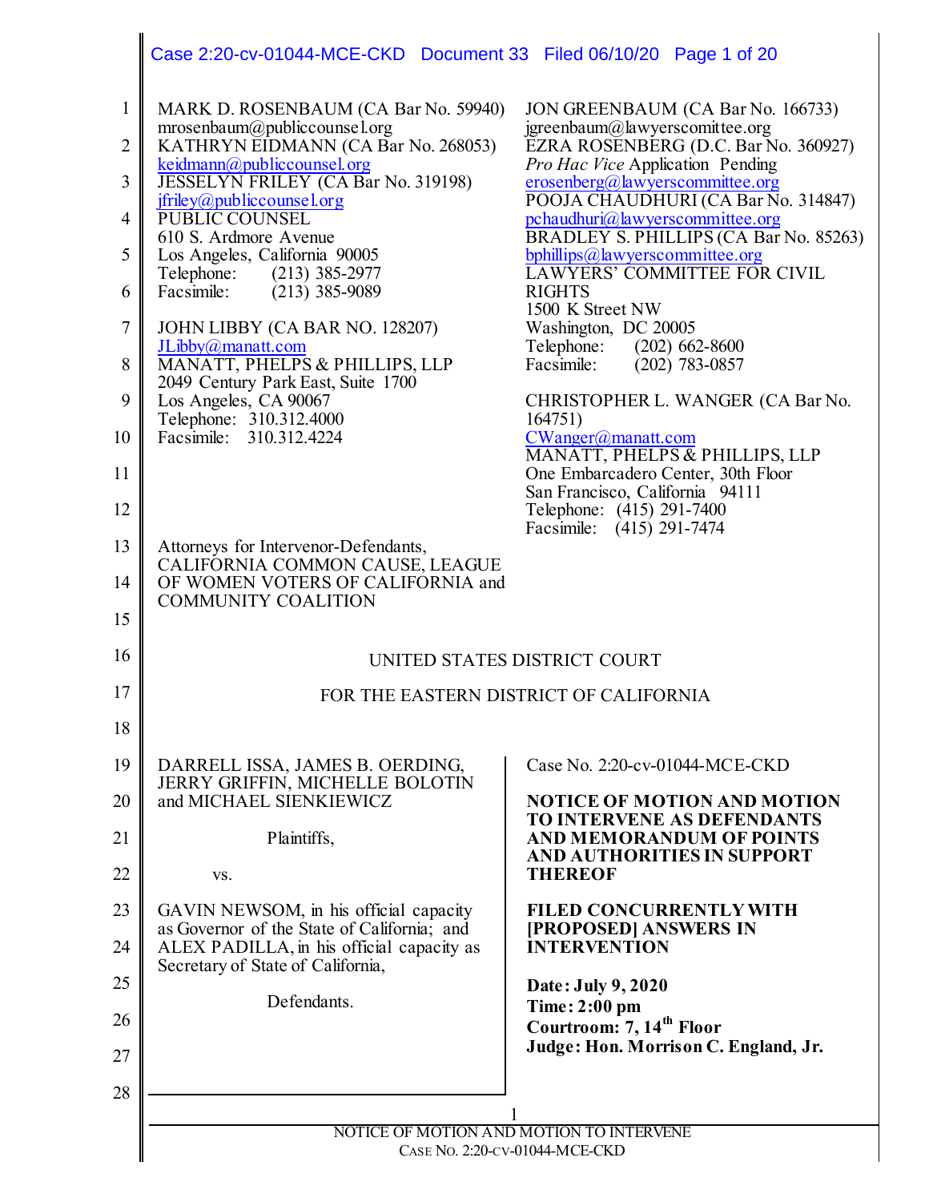MARK D. ROSENBAUM (CA Bar No. 59940)
mrosenbaum@publiccounsel.org
KATHRYN EIDMANN (CA Bar No. 268053)
keidmann@publiccounsel.org
JESSELYN FRILEY (CA Bar No. 319198)
jfriley@publiccounsel.org
PUBLIC COUNSEL
610 S. Ardmore Avenue
Los Angeles, California 90005
Telephone: (213) 385-2977
Facsimile: (213) 385-9089

JOHN LIBBY (CA BAR NO. 128207)
JLibby@manatt.com
MANATT, PHELPS & PHILLIPS, LLP
2049 Century Park East, Suite 1700
Los Angeles, CA 90067
Telephone: 310.312.4000
Facsimile: 310.312.4224

JON GREENBAUM (CA Bar No. 166733)
jgreenbaum@lawyerscomittee.org
EZRA ROSENBERG (D.C. Bar No. 360927)
*Pro Hac Vice* Application Pending
erosenberg@lawyerscommittee.org
POOJA CHAUDHURI (CA Bar No. 314847)
pchaudhuri@lawyerscommittee.org
BRADLEY S. PHILLIPS (CA Bar No. 85263)
bphillips@lawyerscommittee.org
LAWYERS' COMMITTEE FOR CIVIL RIGHTS
1500 K Street NW
Washington, DC 20005
Telephone: (202) 662-8600
Facsimile: (202) 783-0857

CHRISTOPHER L. WANGER (CA Bar No. 164751)
CWanger@manatt.com
MANATT, PHELPS & PHILLIPS, LLP
One Embarcadero Center, 30th Floor
San Francisco, California 94111
Telephone: (415) 291-7400
Facsimile: (415) 291-7474

Attorneys for Intervenor-Defendants,
CALIFORNIA COMMON CAUSE, LEAGUE OF WOMEN VOTERS OF CALIFORNIA and COMMUNITY COALITION

UNITED STATES DISTRICT COURT

FOR THE EASTERN DISTRICT OF CALIFORNIA

DARRELL ISSA, JAMES B. OERDING, JERRY GRIFFIN, MICHELLE BOLOTIN and MICHAEL SIENKIEWICZ

Plaintiffs,

vs.

GAVIN NEWSOM, in his official capacity as Governor of the State of California; and ALEX PADILLA, in his official capacity as Secretary of State of California,

Defendants.

Case No. 2:20-cv-01044-MCE-CKD

**NOTICE OF MOTION AND MOTION TO INTERVENE AS DEFENDANTS AND MEMORANDUM OF POINTS AND AUTHORITIES IN SUPPORT THEREOF**

**FILED CONCURRENTLY WITH [PROPOSED] ANSWERS IN INTERVENTION**

**Date: July 9, 2020**
**Time: 2:00 pm**
**Courtroom: 7, 14th Floor**
**Judge: Hon. Morrison C. England, Jr.**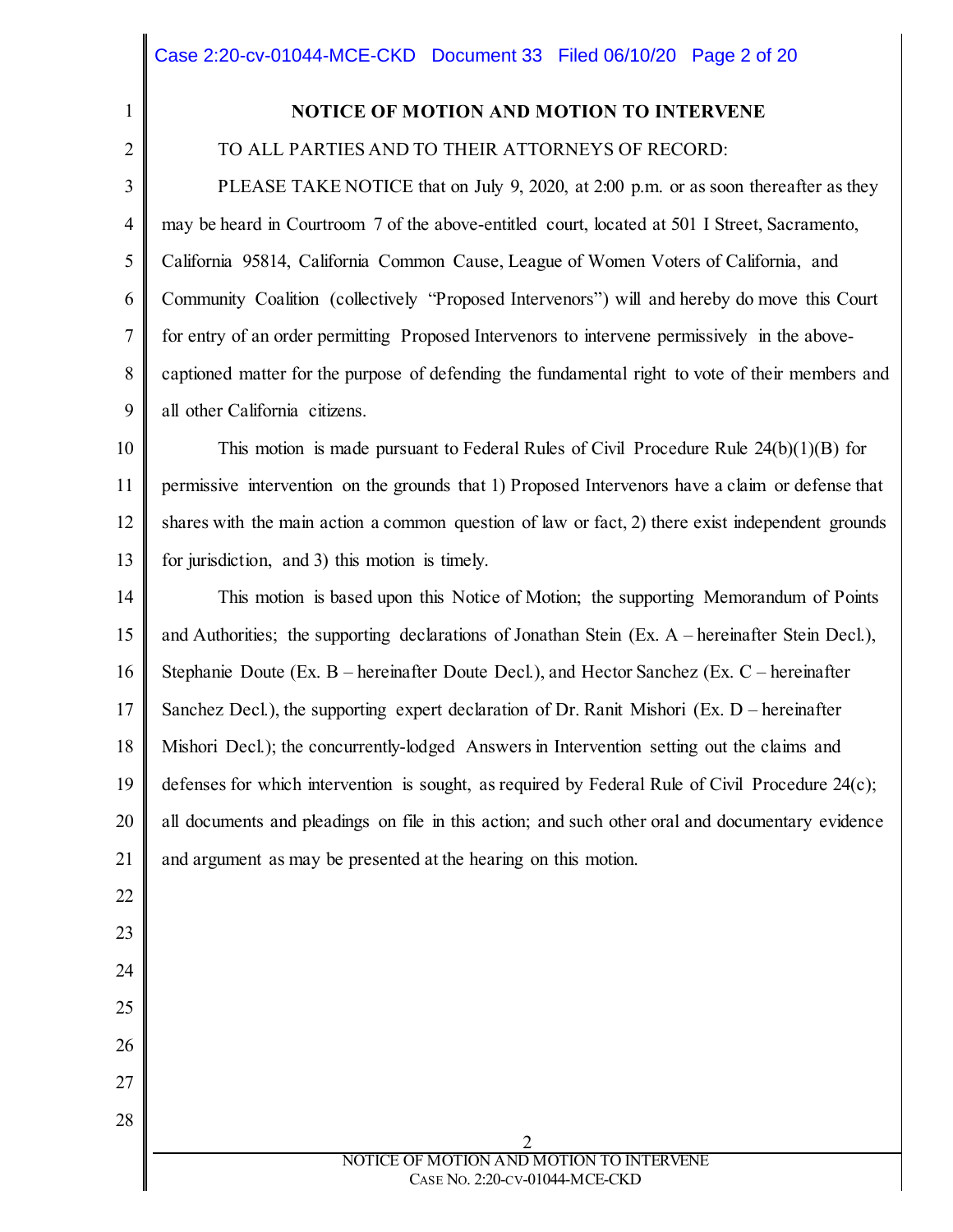## NOTICE OF MOTION AND MOTION TO INTERVENE

TO ALL PARTIES AND TO THEIR ATTORNEYS OF RECORD:

PLEASE TAKE NOTICE that on July 9, 2020, at 2:00 p.m. or as soon thereafter as they may be heard in Courtroom 7 of the above-entitled court, located at 501 I Street, Sacramento, California 95814, California Common Cause, League of Women Voters of California, and Community Coalition (collectively "Proposed Intervenors") will and hereby do move this Court for entry of an order permitting Proposed Intervenors to intervene permissively in the above-captioned matter for the purpose of defending the fundamental right to vote of their members and all other California citizens.

This motion is made pursuant to Federal Rules of Civil Procedure Rule 24(b)(1)(B) for permissive intervention on the grounds that 1) Proposed Intervenors have a claim or defense that shares with the main action a common question of law or fact, 2) there exist independent grounds for jurisdiction, and 3) this motion is timely.

This motion is based upon this Notice of Motion; the supporting Memorandum of Points and Authorities; the supporting declarations of Jonathan Stein (Ex. A – hereinafter Stein Decl.), Stephanie Doute (Ex. B – hereinafter Doute Decl.), and Hector Sanchez (Ex. C – hereinafter Sanchez Decl.), the supporting expert declaration of Dr. Ranit Mishori (Ex. D – hereinafter Mishori Decl.); the concurrently-lodged Answers in Intervention setting out the claims and defenses for which intervention is sought, as required by Federal Rule of Civil Procedure 24(c); all documents and pleadings on file in this action; and such other oral and documentary evidence and argument as may be presented at the hearing on this motion.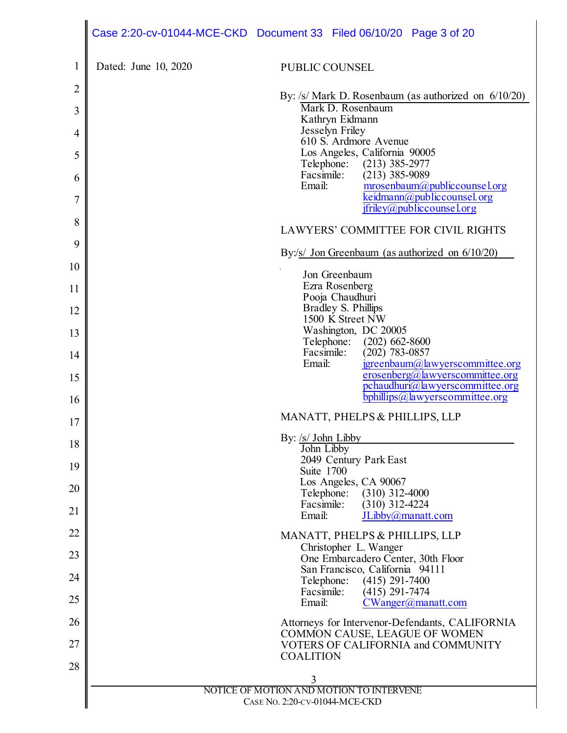Dated: June 10, 2020

PUBLIC COUNSEL

By: /s/ Mark D. Rosenbaum (as authorized on 6/10/20)
Mark D. Rosenbaum
Kathryn Eidmann
Jesselyn Friley
610 S. Ardmore Avenue
Los Angeles, California 90005
Telephone: (213) 385-2977
Facsimile: (213) 385-9089
Email: mrosenbaum@publiccounsel.org
keidmann@publiccounsel.org
jfriley@publiccounsel.org

LAWYERS' COMMITTEE FOR CIVIL RIGHTS

By:/s/ Jon Greenbaum (as authorized on 6/10/20)

Jon Greenbaum
Ezra Rosenberg
Pooja Chaudhuri
Bradley S. Phillips
1500 K Street NW
Washington, DC 20005
Telephone: (202) 662-8600
Facsimile: (202) 783-0857
Email: jgreenbaum@lawyerscommittee.org
erosenberg@lawyerscommittee.org
pchaudhuri@lawyerscommittee.org
bphillips@lawyerscommittee.org

MANATT, PHELPS & PHILLIPS, LLP

By: /s/ John Libby
John Libby
2049 Century Park East
Suite 1700
Los Angeles, CA 90067
Telephone: (310) 312-4000
Facsimile: (310) 312-4224
Email: JLibby@manatt.com

MANATT, PHELPS & PHILLIPS, LLP
Christopher L. Wanger
One Embarcadero Center, 30th Floor
San Francisco, California 94111
Telephone: (415) 291-7400
Facsimile: (415) 291-7474
Email: CWanger@manatt.com

Attorneys for Intervenor-Defendants, CALIFORNIA COMMON CAUSE, LEAGUE OF WOMEN VOTERS OF CALIFORNIA and COMMUNITY COALITION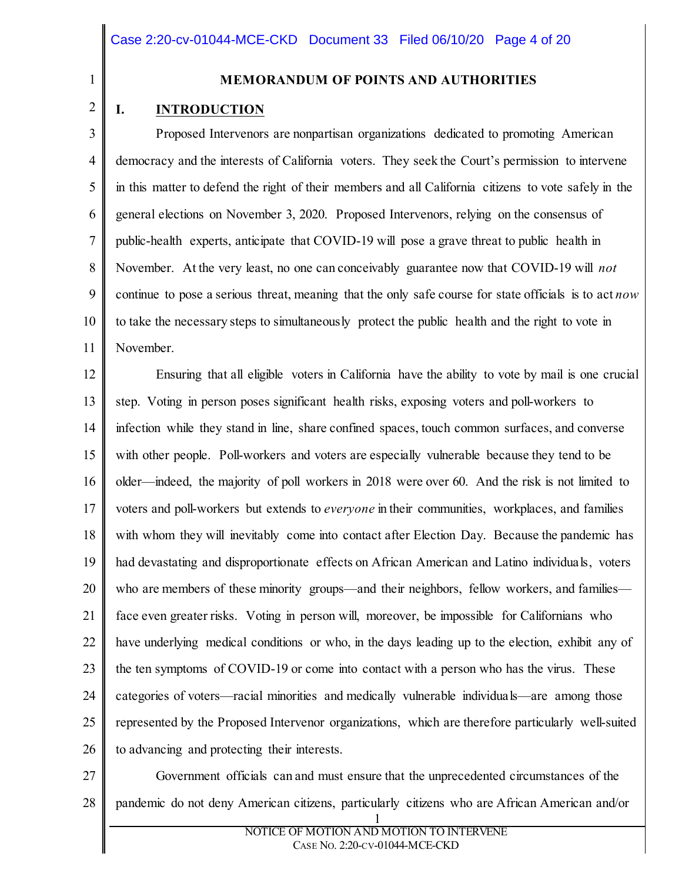## MEMORANDUM OF POINTS AND AUTHORITIES

### I. INTRODUCTION

Proposed Intervenors are nonpartisan organizations dedicated to promoting American democracy and the interests of California voters. They seek the Court's permission to intervene in this matter to defend the right of their members and all California citizens to vote safely in the general elections on November 3, 2020. Proposed Intervenors, relying on the consensus of public-health experts, anticipate that COVID-19 will pose a grave threat to public health in November. At the very least, no one can conceivably guarantee now that COVID-19 will *not* continue to pose a serious threat, meaning that the only safe course for state officials is to act *now* to take the necessary steps to simultaneously protect the public health and the right to vote in November.

Ensuring that all eligible voters in California have the ability to vote by mail is one crucial step. Voting in person poses significant health risks, exposing voters and poll-workers to infection while they stand in line, share confined spaces, touch common surfaces, and converse with other people. Poll-workers and voters are especially vulnerable because they tend to be older—indeed, the majority of poll workers in 2018 were over 60. And the risk is not limited to voters and poll-workers but extends to *everyone* in their communities, workplaces, and families with whom they will inevitably come into contact after Election Day. Because the pandemic has had devastating and disproportionate effects on African American and Latino individuals, voters who are members of these minority groups—and their neighbors, fellow workers, and families—face even greater risks. Voting in person will, moreover, be impossible for Californians who have underlying medical conditions or who, in the days leading up to the election, exhibit any of the ten symptoms of COVID-19 or come into contact with a person who has the virus. These categories of voters—racial minorities and medically vulnerable individuals—are among those represented by the Proposed Intervenor organizations, which are therefore particularly well-suited to advancing and protecting their interests.

Government officials can and must ensure that the unprecedented circumstances of the pandemic do not deny American citizens, particularly citizens who are African American and/or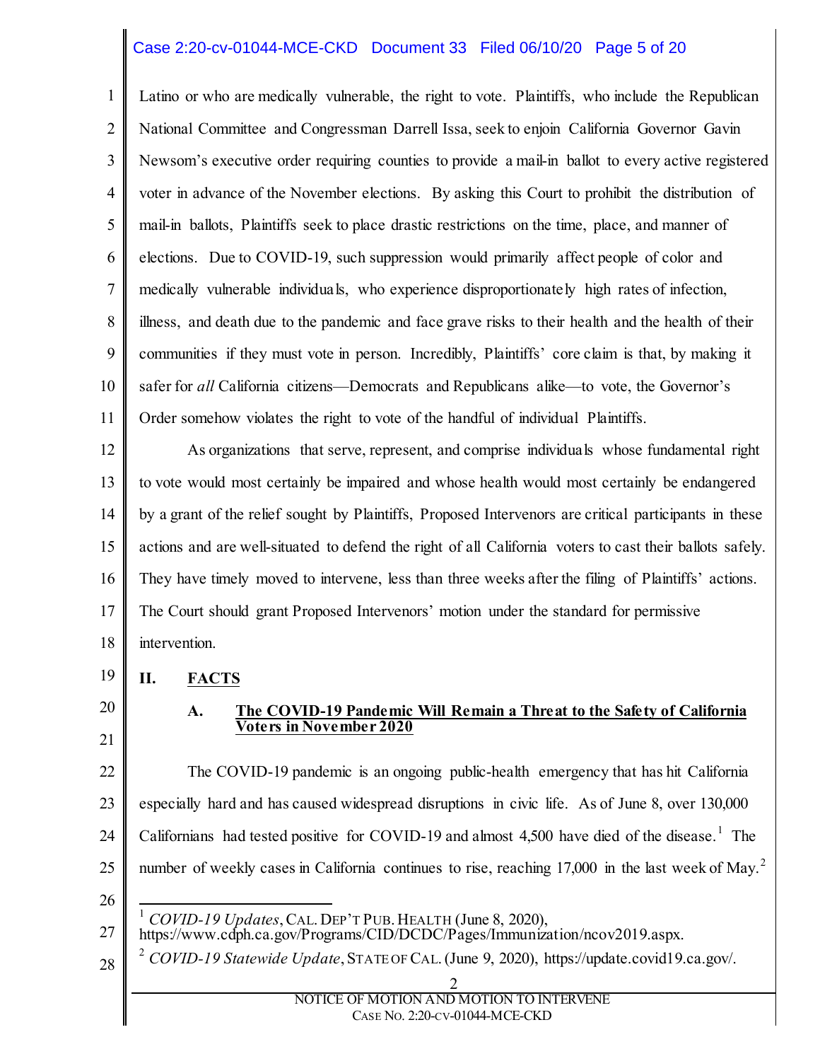Latino or who are medically vulnerable, the right to vote. Plaintiffs, who include the Republican National Committee and Congressman Darrell Issa, seek to enjoin California Governor Gavin Newsom's executive order requiring counties to provide a mail-in ballot to every active registered voter in advance of the November elections. By asking this Court to prohibit the distribution of mail-in ballots, Plaintiffs seek to place drastic restrictions on the time, place, and manner of elections. Due to COVID-19, such suppression would primarily affect people of color and medically vulnerable individuals, who experience disproportionately high rates of infection, illness, and death due to the pandemic and face grave risks to their health and the health of their communities if they must vote in person. Incredibly, Plaintiffs' core claim is that, by making it safer for *all* California citizens—Democrats and Republicans alike—to vote, the Governor's Order somehow violates the right to vote of the handful of individual Plaintiffs.

As organizations that serve, represent, and comprise individuals whose fundamental right to vote would most certainly be impaired and whose health would most certainly be endangered by a grant of the relief sought by Plaintiffs, Proposed Intervenors are critical participants in these actions and are well-situated to defend the right of all California voters to cast their ballots safely. They have timely moved to intervene, less than three weeks after the filing of Plaintiffs' actions. The Court should grant Proposed Intervenors' motion under the standard for permissive intervention.

## II. FACTS

### A. The COVID-19 Pandemic Will Remain a Threat to the Safety of California Voters in November 2020

The COVID-19 pandemic is an ongoing public-health emergency that has hit California especially hard and has caused widespread disruptions in civic life. As of June 8, over 130,000 Californians had tested positive for COVID-19 and almost 4,500 have died of the disease.[1] The number of weekly cases in California continues to rise, reaching 17,000 in the last week of May.[2]

---

[1] *COVID-19 Updates*, CAL. DEP'T PUB. HEALTH (June 8, 2020), https://www.cdph.ca.gov/Programs/CID/DCDC/Pages/Immunization/ncov2019.aspx.

[2] *COVID-19 Statewide Update*, STATE OF CAL. (June 9, 2020), https://update.covid19.ca.gov/.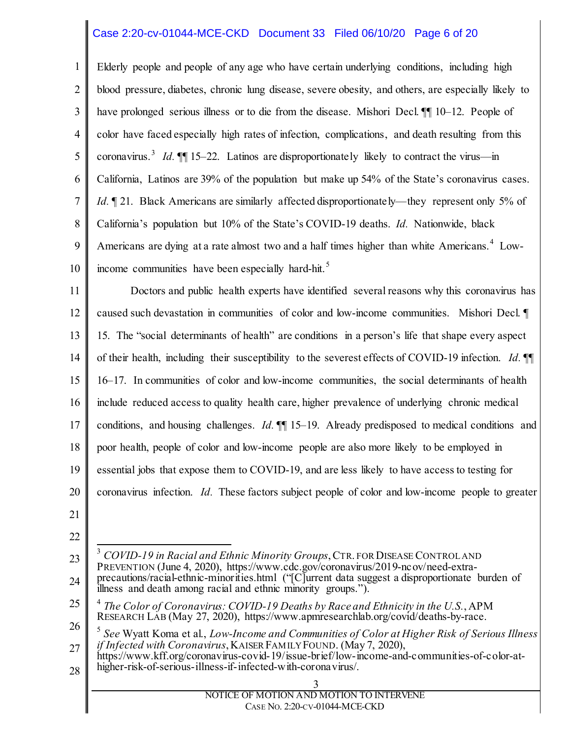Elderly people and people of any age who have certain underlying conditions, including high blood pressure, diabetes, chronic lung disease, severe obesity, and others, are especially likely to have prolonged serious illness or to die from the disease. Mishori Decl. ¶¶ 10–12. People of color have faced especially high rates of infection, complications, and death resulting from this coronavirus.[3] *Id.* ¶¶ 15–22. Latinos are disproportionately likely to contract the virus—in California, Latinos are 39% of the population but make up 54% of the State's coronavirus cases. *Id.* ¶ 21. Black Americans are similarly affected disproportionately—they represent only 5% of California's population but 10% of the State's COVID-19 deaths. *Id.* Nationwide, black Americans are dying at a rate almost two and a half times higher than white Americans.[4] Low-income communities have been especially hard-hit.[5]

Doctors and public health experts have identified several reasons why this coronavirus has caused such devastation in communities of color and low-income communities. Mishori Decl. ¶ 15. The "social determinants of health" are conditions in a person's life that shape every aspect of their health, including their susceptibility to the severest effects of COVID-19 infection. *Id.* ¶¶ 16–17. In communities of color and low-income communities, the social determinants of health include reduced access to quality health care, higher prevalence of underlying chronic medical conditions, and housing challenges. *Id.* ¶¶ 15–19. Already predisposed to medical conditions and poor health, people of color and low-income people are also more likely to be employed in essential jobs that expose them to COVID-19, and are less likely to have access to testing for coronavirus infection. *Id.* These factors subject people of color and low-income people to greater

---

[3] *COVID-19 in Racial and Ethnic Minority Groups*, CTR. FOR DISEASE CONTROL AND PREVENTION (June 4, 2020), https://www.cdc.gov/coronavirus/2019-ncov/need-extra-precautions/racial-ethnic-minorities.html ("[C]urrent data suggest a disproportionate burden of illness and death among racial and ethnic minority groups.").

[4] *The Color of Coronavirus: COVID-19 Deaths by Race and Ethnicity in the U.S.*, APM RESEARCH LAB (May 27, 2020), https://www.apmresearchlab.org/covid/deaths-by-race.

[5] *See* Wyatt Koma et al., *Low-Income and Communities of Color at Higher Risk of Serious Illness if Infected with Coronavirus*, KAISER FAMILY FOUND. (May 7, 2020), https://www.kff.org/coronavirus-covid-19/issue-brief/low-income-and-communities-of-color-at-higher-risk-of-serious-illness-if-infected-with-coronavirus/.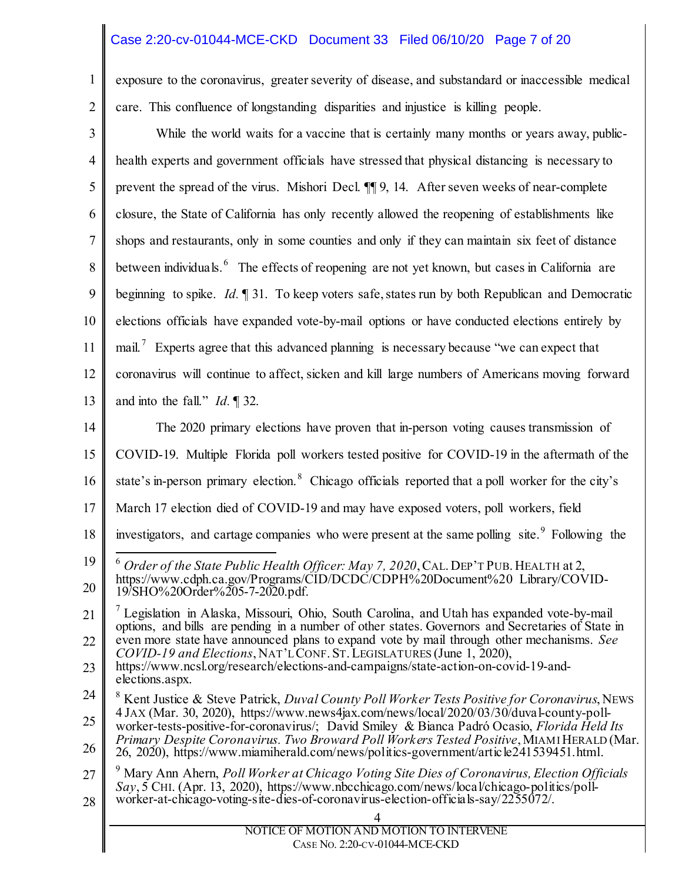exposure to the coronavirus, greater severity of disease, and substandard or inaccessible medical care. This confluence of longstanding disparities and injustice is killing people.

While the world waits for a vaccine that is certainly many months or years away, public-health experts and government officials have stressed that physical distancing is necessary to prevent the spread of the virus. Mishori Decl. ¶¶ 9, 14. After seven weeks of near-complete closure, the State of California has only recently allowed the reopening of establishments like shops and restaurants, only in some counties and only if they can maintain six feet of distance between individuals.[6] The effects of reopening are not yet known, but cases in California are beginning to spike. *Id.* ¶ 31. To keep voters safe, states run by both Republican and Democratic elections officials have expanded vote-by-mail options or have conducted elections entirely by mail.[7] Experts agree that this advanced planning is necessary because "we can expect that coronavirus will continue to affect, sicken and kill large numbers of Americans moving forward and into the fall." *Id.* ¶ 32.

The 2020 primary elections have proven that in-person voting causes transmission of COVID-19. Multiple Florida poll workers tested positive for COVID-19 in the aftermath of the state's in-person primary election.[8] Chicago officials reported that a poll worker for the city's March 17 election died of COVID-19 and may have exposed voters, poll workers, field investigators, and cartage companies who were present at the same polling site.[9] Following the

---

[6] *Order of the State Public Health Officer: May 7, 2020*, CAL. DEP'T PUB. HEALTH at 2, https://www.cdph.ca.gov/Programs/CID/DCDC/CDPH%20Document%20 Library/COVID-19/SHO%20Order%205-7-2020.pdf.

[7] Legislation in Alaska, Missouri, Ohio, South Carolina, and Utah has expanded vote-by-mail options, and bills are pending in a number of other states. Governors and Secretaries of State in even more state have announced plans to expand vote by mail through other mechanisms. *See COVID-19 and Elections*, NAT'L CONF. ST. LEGISLATURES (June 1, 2020), https://www.ncsl.org/research/elections-and-campaigns/state-action-on-covid-19-and-elections.aspx.

[8] Kent Justice & Steve Patrick, *Duval County Poll Worker Tests Positive for Coronavirus*, NEWS 4 JAX (Mar. 30, 2020), https://www.news4jax.com/news/local/2020/03/30/duval-county-poll-worker-tests-positive-for-coronavirus/; David Smiley & Bianca Padró Ocasio, *Florida Held Its Primary Despite Coronavirus. Two Broward Poll Workers Tested Positive*, MIAMI HERALD (Mar. 26, 2020), https://www.miamiherald.com/news/politics-government/article241539451.html.

[9] Mary Ann Ahern, *Poll Worker at Chicago Voting Site Dies of Coronavirus, Election Officials Say*, 5 CHI. (Apr. 13, 2020), https://www.nbcchicago.com/news/local/chicago-politics/poll-worker-at-chicago-voting-site-dies-of-coronavirus-election-officials-say/2255072/.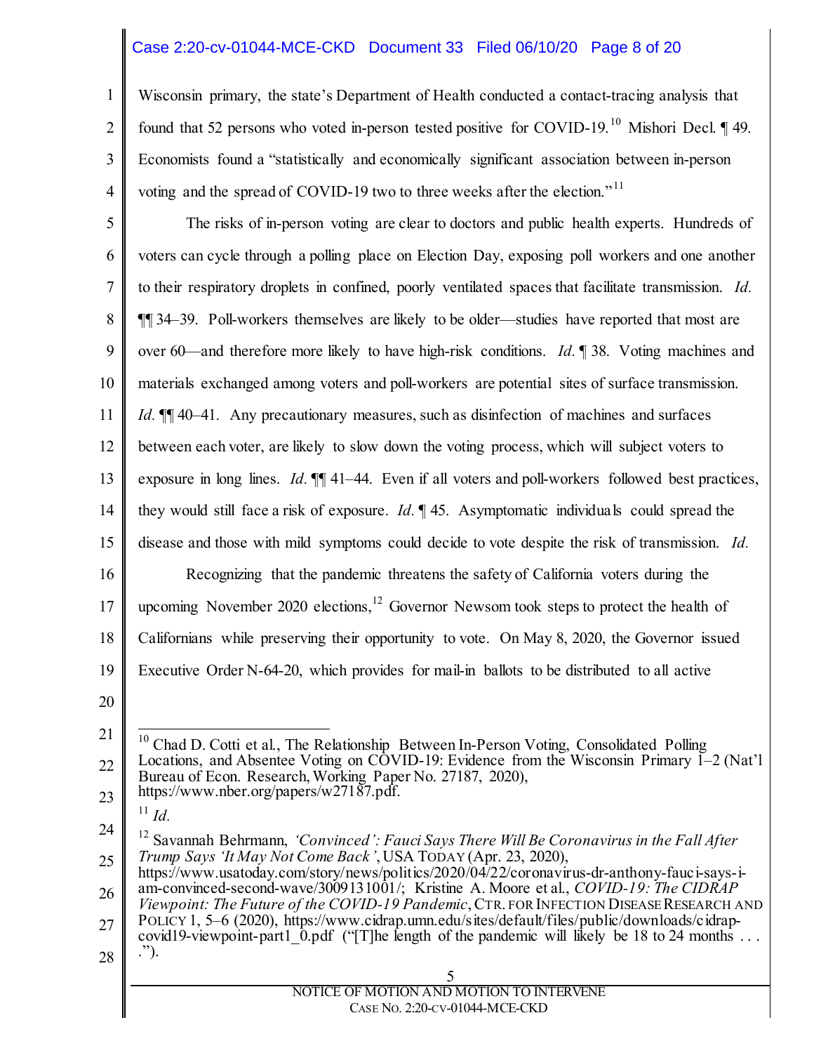Wisconsin primary, the state's Department of Health conducted a contact-tracing analysis that found that 52 persons who voted in-person tested positive for COVID-19.[10] Mishori Decl. ¶ 49. Economists found a "statistically and economically significant association between in-person voting and the spread of COVID-19 two to three weeks after the election."[11]

The risks of in-person voting are clear to doctors and public health experts. Hundreds of voters can cycle through a polling place on Election Day, exposing poll workers and one another to their respiratory droplets in confined, poorly ventilated spaces that facilitate transmission. *Id.* ¶¶ 34–39. Poll-workers themselves are likely to be older—studies have reported that most are over 60—and therefore more likely to have high-risk conditions. *Id.* ¶ 38. Voting machines and materials exchanged among voters and poll-workers are potential sites of surface transmission. *Id.* ¶¶ 40–41. Any precautionary measures, such as disinfection of machines and surfaces between each voter, are likely to slow down the voting process, which will subject voters to exposure in long lines. *Id.* ¶¶ 41–44. Even if all voters and poll-workers followed best practices, they would still face a risk of exposure. *Id.* ¶ 45. Asymptomatic individuals could spread the disease and those with mild symptoms could decide to vote despite the risk of transmission. *Id.*

Recognizing that the pandemic threatens the safety of California voters during the upcoming November 2020 elections,[12] Governor Newsom took steps to protect the health of Californians while preserving their opportunity to vote. On May 8, 2020, the Governor issued Executive Order N-64-20, which provides for mail-in ballots to be distributed to all active

---

[10] Chad D. Cotti et al., The Relationship Between In-Person Voting, Consolidated Polling Locations, and Absentee Voting on COVID-19: Evidence from the Wisconsin Primary 1–2 (Nat'l Bureau of Econ. Research, Working Paper No. 27187, 2020), https://www.nber.org/papers/w27187.pdf.

[11] *Id.*

[12] Savannah Behrmann, *'Convinced': Fauci Says There Will Be Coronavirus in the Fall After Trump Says 'It May Not Come Back'*, USA TODAY (Apr. 23, 2020), https://www.usatoday.com/story/news/politics/2020/04/22/coronavirus-dr-anthony-fauci-says-i-am-convinced-second-wave/3009131001/; Kristine A. Moore et al., *COVID-19: The CIDRAP Viewpoint: The Future of the COVID-19 Pandemic*, CTR. FOR INFECTION DISEASE RESEARCH AND POLICY 1, 5–6 (2020), https://www.cidrap.umn.edu/sites/default/files/public/downloads/cidrap-covid19-viewpoint-part1_0.pdf ("[T]he length of the pandemic will likely be 18 to 24 months . . . .").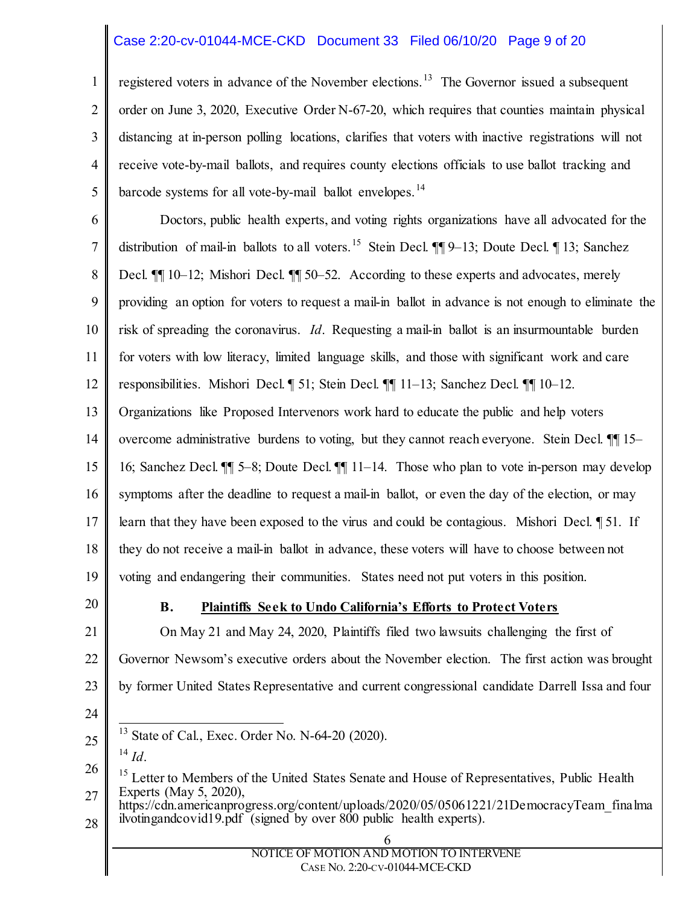registered voters in advance of the November elections.[13] The Governor issued a subsequent order on June 3, 2020, Executive Order N-67-20, which requires that counties maintain physical distancing at in-person polling locations, clarifies that voters with inactive registrations will not receive vote-by-mail ballots, and requires county elections officials to use ballot tracking and barcode systems for all vote-by-mail ballot envelopes.[14]

Doctors, public health experts, and voting rights organizations have all advocated for the distribution of mail-in ballots to all voters.[15] Stein Decl. ¶¶ 9–13; Doute Decl. ¶ 13; Sanchez Decl. ¶¶ 10–12; Mishori Decl. ¶¶ 50–52. According to these experts and advocates, merely providing an option for voters to request a mail-in ballot in advance is not enough to eliminate the risk of spreading the coronavirus. *Id*. Requesting a mail-in ballot is an insurmountable burden for voters with low literacy, limited language skills, and those with significant work and care responsibilities. Mishori Decl. ¶ 51; Stein Decl. ¶¶ 11–13; Sanchez Decl. ¶¶ 10–12. Organizations like Proposed Intervenors work hard to educate the public and help voters overcome administrative burdens to voting, but they cannot reach everyone. Stein Decl. ¶¶ 15–16; Sanchez Decl. ¶¶ 5–8; Doute Decl. ¶¶ 11–14. Those who plan to vote in-person may develop symptoms after the deadline to request a mail-in ballot, or even the day of the election, or may learn that they have been exposed to the virus and could be contagious. Mishori Decl. ¶ 51. If they do not receive a mail-in ballot in advance, these voters will have to choose between not voting and endangering their communities. States need not put voters in this position.

### B. <u>Plaintiffs Seek to Undo California's Efforts to Protect Voters</u>

On May 21 and May 24, 2020, Plaintiffs filed two lawsuits challenging the first of Governor Newsom's executive orders about the November election. The first action was brought by former United States Representative and current congressional candidate Darrell Issa and four

---

[13] State of Cal., Exec. Order No. N-64-20 (2020).

[14] *Id*.

[15] Letter to Members of the United States Senate and House of Representatives, Public Health Experts (May 5, 2020), https://cdn.americanprogress.org/content/uploads/2020/05/05061221/21DemocracyTeam_finalmailvotingandcovid19.pdf (signed by over 800 public health experts).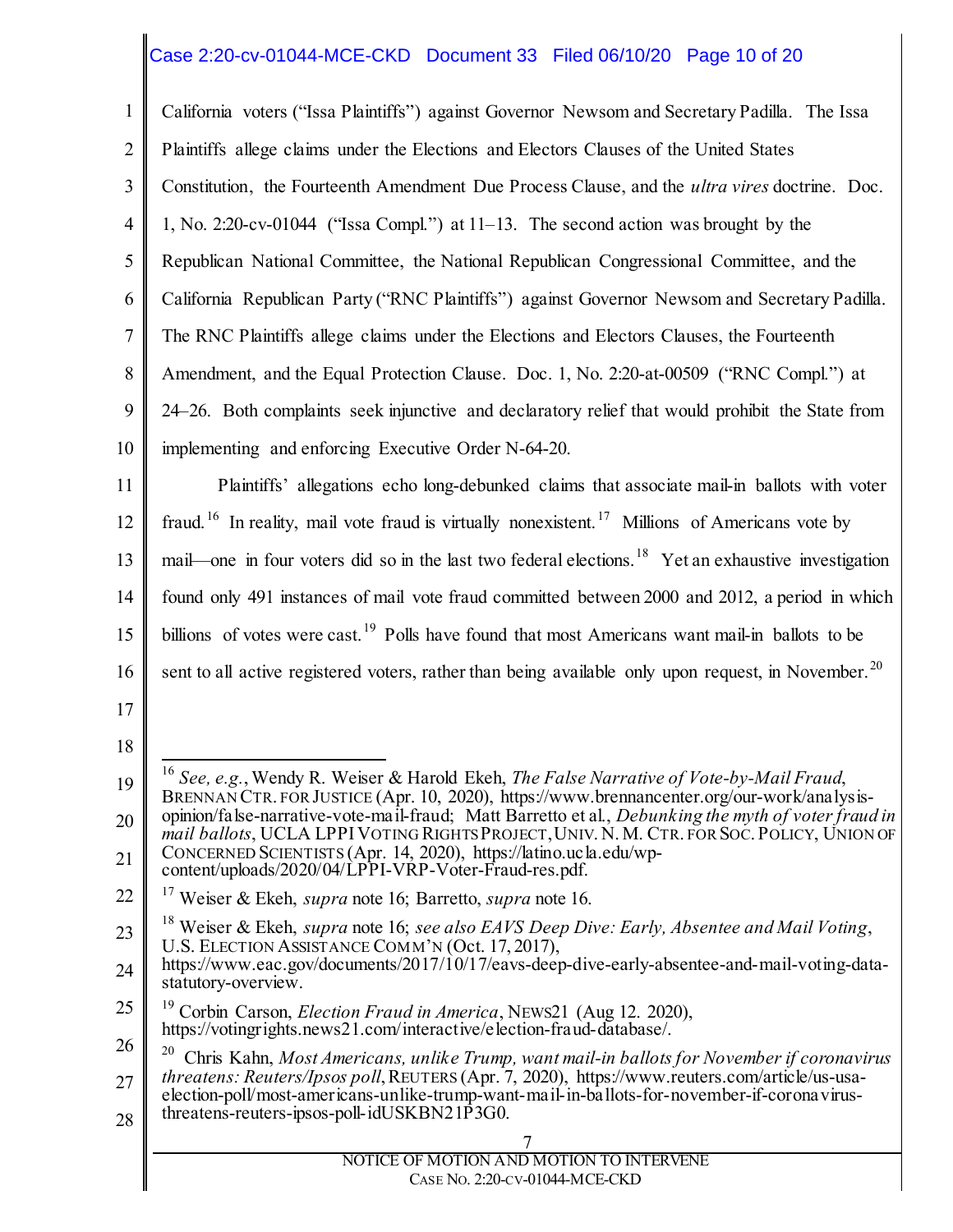California voters ("Issa Plaintiffs") against Governor Newsom and Secretary Padilla. The Issa Plaintiffs allege claims under the Elections and Electors Clauses of the United States Constitution, the Fourteenth Amendment Due Process Clause, and the *ultra vires* doctrine. Doc. 1, No. 2:20-cv-01044 ("Issa Compl.") at 11–13. The second action was brought by the Republican National Committee, the National Republican Congressional Committee, and the California Republican Party ("RNC Plaintiffs") against Governor Newsom and Secretary Padilla. The RNC Plaintiffs allege claims under the Elections and Electors Clauses, the Fourteenth Amendment, and the Equal Protection Clause. Doc. 1, No. 2:20-at-00509 ("RNC Compl.") at 24–26. Both complaints seek injunctive and declaratory relief that would prohibit the State from implementing and enforcing Executive Order N-64-20.

Plaintiffs' allegations echo long-debunked claims that associate mail-in ballots with voter fraud.[16] In reality, mail vote fraud is virtually nonexistent.[17] Millions of Americans vote by mail—one in four voters did so in the last two federal elections.[18] Yet an exhaustive investigation found only 491 instances of mail vote fraud committed between 2000 and 2012, a period in which billions of votes were cast.[19] Polls have found that most Americans want mail-in ballots to be sent to all active registered voters, rather than being available only upon request, in November.[20]

---

[16] *See, e.g.*, Wendy R. Weiser & Harold Ekeh, *The False Narrative of Vote-by-Mail Fraud*, BRENNAN CTR. FOR JUSTICE (Apr. 10, 2020), https://www.brennancenter.org/our-work/analysis-opinion/false-narrative-vote-mail-fraud; Matt Barretto et al., *Debunking the myth of voter fraud in mail ballots*, UCLA LPPI VOTING RIGHTS PROJECT, UNIV. N. M. CTR. FOR SOC. POLICY, UNION OF CONCERNED SCIENTISTS (Apr. 14, 2020), https://latino.ucla.edu/wp-content/uploads/2020/04/LPPI-VRP-Voter-Fraud-res.pdf.

[17] Weiser & Ekeh, *supra* note 16; Barretto, *supra* note 16.

[18] Weiser & Ekeh, *supra* note 16; *see also EAVS Deep Dive: Early, Absentee and Mail Voting*, U.S. ELECTION ASSISTANCE COMM'N (Oct. 17, 2017), https://www.eac.gov/documents/2017/10/17/eavs-deep-dive-early-absentee-and-mail-voting-data-statutory-overview.

[19] Corbin Carson, *Election Fraud in America*, NEWS21 (Aug 12. 2020), https://votingrights.news21.com/interactive/election-fraud-database/.

[20] Chris Kahn, *Most Americans, unlike Trump, want mail-in ballots for November if coronavirus threatens: Reuters/Ipsos poll*, REUTERS (Apr. 7, 2020), https://www.reuters.com/article/us-usa-election-poll/most-americans-unlike-trump-want-mail-in-ballots-for-november-if-coronavirus-threatens-reuters-ipsos-poll-idUSKBN21P3G0.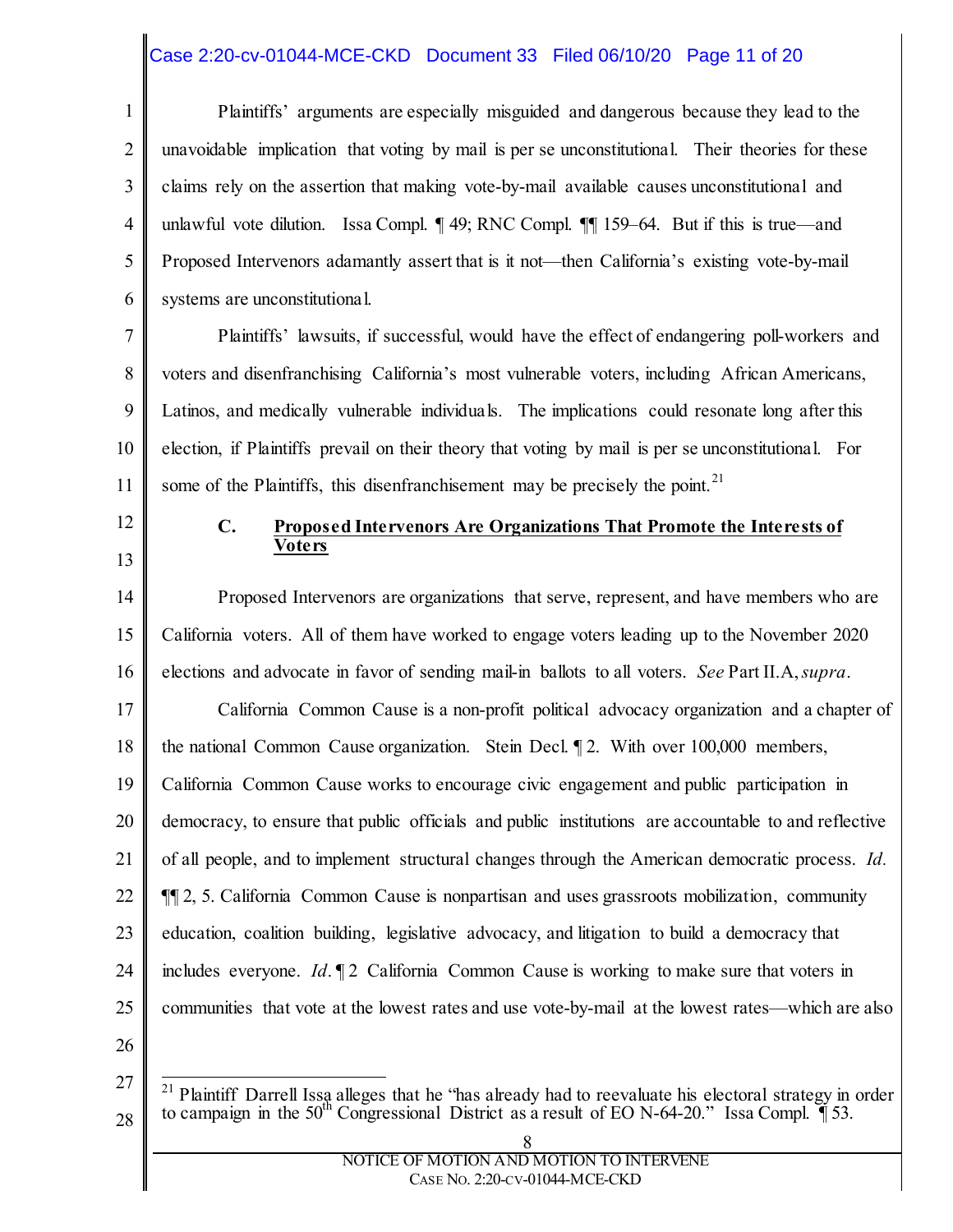Plaintiffs' arguments are especially misguided and dangerous because they lead to the unavoidable implication that voting by mail is per se unconstitutional. Their theories for these claims rely on the assertion that making vote-by-mail available causes unconstitutional and unlawful vote dilution. Issa Compl. ¶ 49; RNC Compl. ¶¶ 159–64. But if this is true—and Proposed Intervenors adamantly assert that is it not—then California's existing vote-by-mail systems are unconstitutional.

Plaintiffs' lawsuits, if successful, would have the effect of endangering poll-workers and voters and disenfranchising California's most vulnerable voters, including African Americans, Latinos, and medically vulnerable individuals. The implications could resonate long after this election, if Plaintiffs prevail on their theory that voting by mail is per se unconstitutional. For some of the Plaintiffs, this disenfranchisement may be precisely the point.[21]

### C. Proposed Intervenors Are Organizations That Promote the Interests of Voters

Proposed Intervenors are organizations that serve, represent, and have members who are California voters. All of them have worked to engage voters leading up to the November 2020 elections and advocate in favor of sending mail-in ballots to all voters. *See* Part II.A, *supra*.

California Common Cause is a non-profit political advocacy organization and a chapter of the national Common Cause organization. Stein Decl. ¶ 2. With over 100,000 members, California Common Cause works to encourage civic engagement and public participation in democracy, to ensure that public officials and public institutions are accountable to and reflective of all people, and to implement structural changes through the American democratic process. *Id.* ¶¶ 2, 5. California Common Cause is nonpartisan and uses grassroots mobilization, community education, coalition building, legislative advocacy, and litigation to build a democracy that includes everyone. *Id.* ¶ 2 California Common Cause is working to make sure that voters in communities that vote at the lowest rates and use vote-by-mail at the lowest rates—which are also

---

[21] Plaintiff Darrell Issa alleges that he "has already had to reevaluate his electoral strategy in order to campaign in the 50th Congressional District as a result of EO N-64-20." Issa Compl. ¶ 53.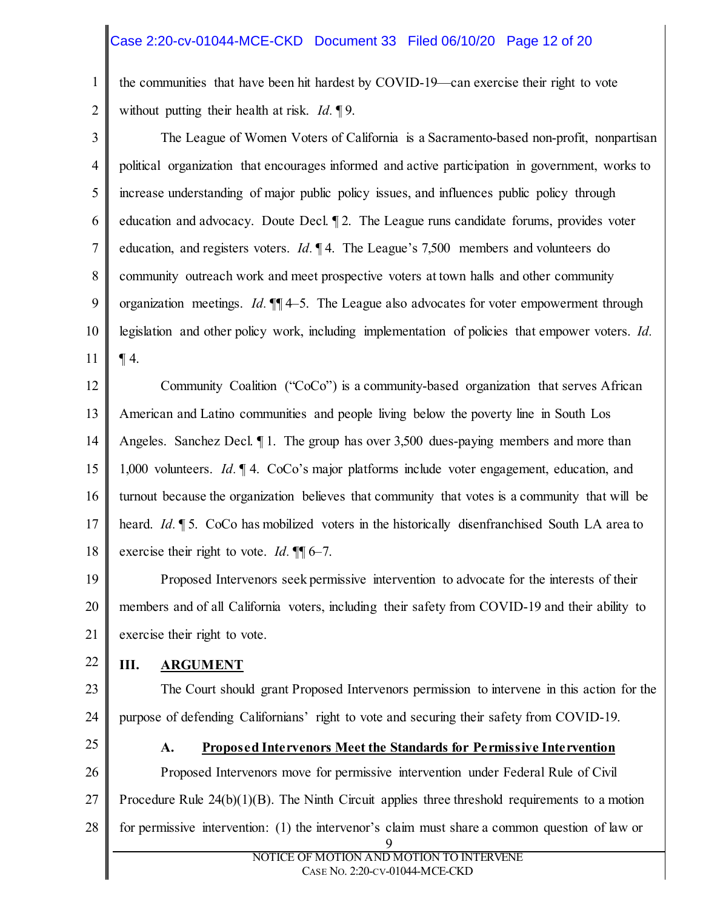the communities that have been hit hardest by COVID-19—can exercise their right to vote without putting their health at risk. *Id.* ¶ 9.

The League of Women Voters of California is a Sacramento-based non-profit, nonpartisan political organization that encourages informed and active participation in government, works to increase understanding of major public policy issues, and influences public policy through education and advocacy. Doute Decl. ¶ 2. The League runs candidate forums, provides voter education, and registers voters. *Id.* ¶ 4. The League's 7,500 members and volunteers do community outreach work and meet prospective voters at town halls and other community organization meetings. *Id.* ¶¶ 4–5. The League also advocates for voter empowerment through legislation and other policy work, including implementation of policies that empower voters. *Id.* ¶ 4.

Community Coalition ("CoCo") is a community-based organization that serves African American and Latino communities and people living below the poverty line in South Los Angeles. Sanchez Decl. ¶ 1. The group has over 3,500 dues-paying members and more than 1,000 volunteers. *Id.* ¶ 4. CoCo's major platforms include voter engagement, education, and turnout because the organization believes that community that votes is a community that will be heard. *Id.* ¶ 5. CoCo has mobilized voters in the historically disenfranchised South LA area to exercise their right to vote. *Id.* ¶¶ 6–7.

Proposed Intervenors seek permissive intervention to advocate for the interests of their members and of all California voters, including their safety from COVID-19 and their ability to exercise their right to vote.

## III. ARGUMENT

The Court should grant Proposed Intervenors permission to intervene in this action for the purpose of defending Californians' right to vote and securing their safety from COVID-19.

### A. Proposed Intervenors Meet the Standards for Permissive Intervention

Proposed Intervenors move for permissive intervention under Federal Rule of Civil Procedure Rule 24(b)(1)(B). The Ninth Circuit applies three threshold requirements to a motion for permissive intervention: (1) the intervenor's claim must share a common question of law or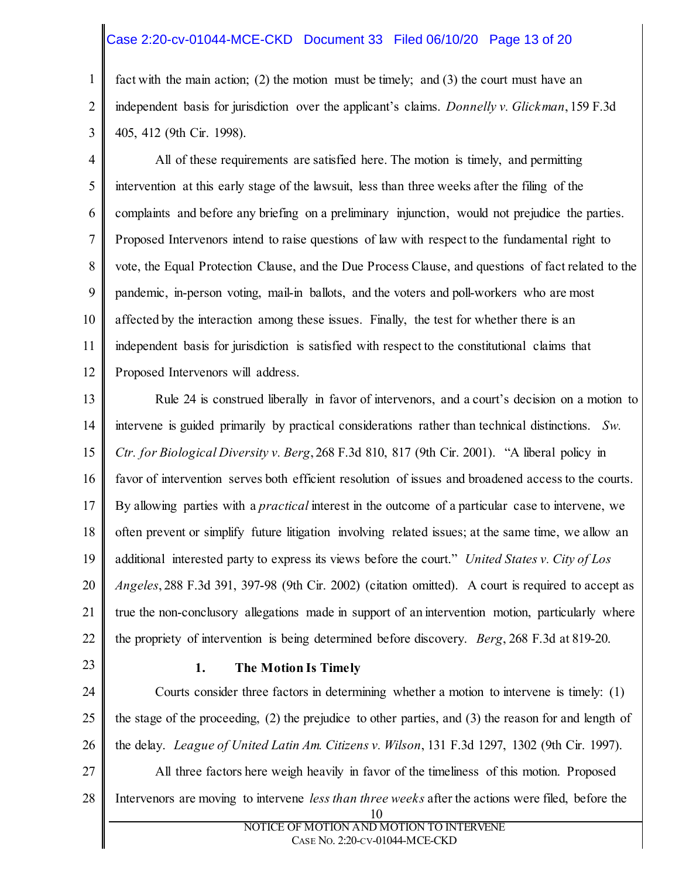fact with the main action; (2) the motion must be timely; and (3) the court must have an independent basis for jurisdiction over the applicant's claims. *Donnelly v. Glickman*, 159 F.3d 405, 412 (9th Cir. 1998).

All of these requirements are satisfied here. The motion is timely, and permitting intervention at this early stage of the lawsuit, less than three weeks after the filing of the complaints and before any briefing on a preliminary injunction, would not prejudice the parties. Proposed Intervenors intend to raise questions of law with respect to the fundamental right to vote, the Equal Protection Clause, and the Due Process Clause, and questions of fact related to the pandemic, in-person voting, mail-in ballots, and the voters and poll-workers who are most affected by the interaction among these issues. Finally, the test for whether there is an independent basis for jurisdiction is satisfied with respect to the constitutional claims that Proposed Intervenors will address.

Rule 24 is construed liberally in favor of intervenors, and a court's decision on a motion to intervene is guided primarily by practical considerations rather than technical distinctions. *Sw. Ctr. for Biological Diversity v. Berg*, 268 F.3d 810, 817 (9th Cir. 2001). "A liberal policy in favor of intervention serves both efficient resolution of issues and broadened access to the courts. By allowing parties with a *practical* interest in the outcome of a particular case to intervene, we often prevent or simplify future litigation involving related issues; at the same time, we allow an additional interested party to express its views before the court." *United States v. City of Los Angeles*, 288 F.3d 391, 397-98 (9th Cir. 2002) (citation omitted). A court is required to accept as true the non-conclusory allegations made in support of an intervention motion, particularly where the propriety of intervention is being determined before discovery. *Berg*, 268 F.3d at 819-20.

### 1. The Motion Is Timely

Courts consider three factors in determining whether a motion to intervene is timely: (1) the stage of the proceeding, (2) the prejudice to other parties, and (3) the reason for and length of the delay. *League of United Latin Am. Citizens v. Wilson*, 131 F.3d 1297, 1302 (9th Cir. 1997).

All three factors here weigh heavily in favor of the timeliness of this motion. Proposed Intervenors are moving to intervene *less than three weeks* after the actions were filed, before the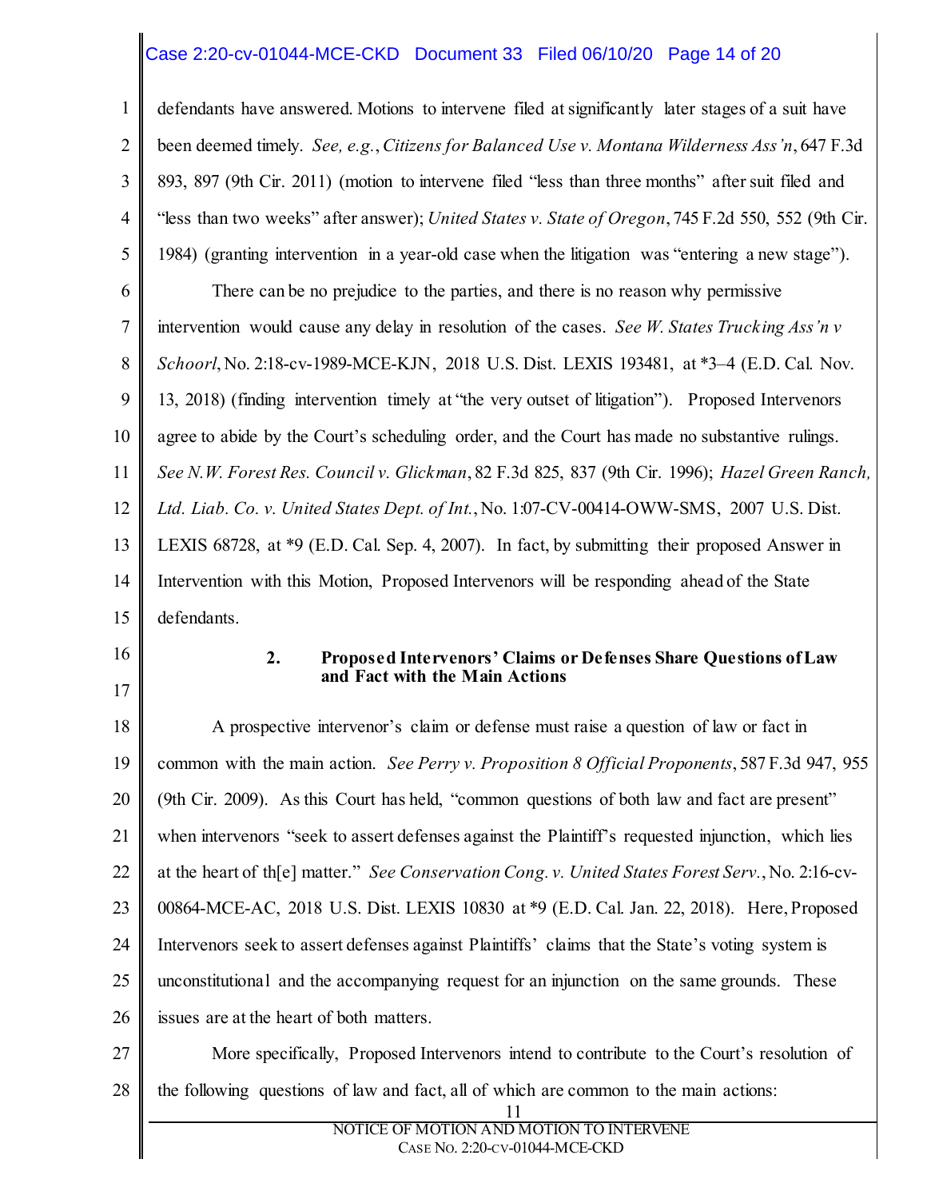defendants have answered. Motions to intervene filed at significantly later stages of a suit have been deemed timely. *See, e.g.*, *Citizens for Balanced Use v. Montana Wilderness Ass'n*, 647 F.3d 893, 897 (9th Cir. 2011) (motion to intervene filed "less than three months" after suit filed and "less than two weeks" after answer); *United States v. State of Oregon*, 745 F.2d 550, 552 (9th Cir. 1984) (granting intervention in a year-old case when the litigation was "entering a new stage").

There can be no prejudice to the parties, and there is no reason why permissive intervention would cause any delay in resolution of the cases. *See W. States Trucking Ass'n v Schoorl*, No. 2:18-cv-1989-MCE-KJN, 2018 U.S. Dist. LEXIS 193481, at *3–4 (E.D. Cal. Nov. 13, 2018) (finding intervention timely at "the very outset of litigation"). Proposed Intervenors agree to abide by the Court's scheduling order, and the Court has made no substantive rulings. *See N.W. Forest Res. Council v. Glickman*, 82 F.3d 825, 837 (9th Cir. 1996); *Hazel Green Ranch, Ltd. Liab. Co. v. United States Dept. of Int.*, No. 1:07-CV-00414-OWW-SMS, 2007 U.S. Dist. LEXIS 68728, at *9 (E.D. Cal. Sep. 4, 2007). In fact, by submitting their proposed Answer in Intervention with this Motion, Proposed Intervenors will be responding ahead of the State defendants.

### 2. Proposed Intervenors' Claims or Defenses Share Questions of Law and Fact with the Main Actions

A prospective intervenor's claim or defense must raise a question of law or fact in common with the main action. *See Perry v. Proposition 8 Official Proponents*, 587 F.3d 947, 955 (9th Cir. 2009). As this Court has held, "common questions of both law and fact are present" when intervenors "seek to assert defenses against the Plaintiff's requested injunction, which lies at the heart of th[e] matter." *See Conservation Cong. v. United States Forest Serv.*, No. 2:16-cv-00864-MCE-AC, 2018 U.S. Dist. LEXIS 10830 at *9 (E.D. Cal. Jan. 22, 2018). Here, Proposed Intervenors seek to assert defenses against Plaintiffs' claims that the State's voting system is unconstitutional and the accompanying request for an injunction on the same grounds. These issues are at the heart of both matters.

More specifically, Proposed Intervenors intend to contribute to the Court's resolution of the following questions of law and fact, all of which are common to the main actions: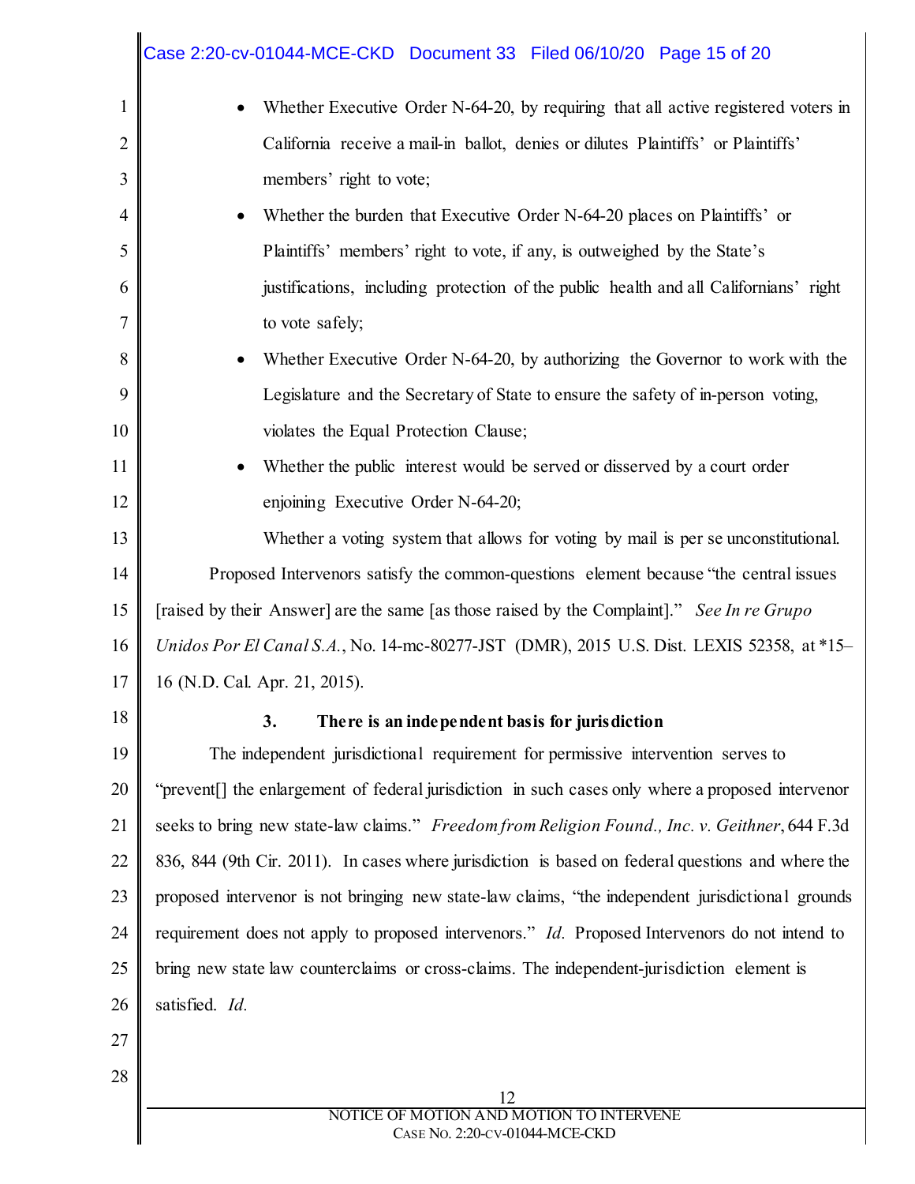- Whether Executive Order N-64-20, by requiring that all active registered voters in California receive a mail-in ballot, denies or dilutes Plaintiffs' or Plaintiffs' members' right to vote;
- Whether the burden that Executive Order N-64-20 places on Plaintiffs' or Plaintiffs' members' right to vote, if any, is outweighed by the State's justifications, including protection of the public health and all Californians' right to vote safely;
- Whether Executive Order N-64-20, by authorizing the Governor to work with the Legislature and the Secretary of State to ensure the safety of in-person voting, violates the Equal Protection Clause;
- Whether the public interest would be served or disserved by a court order enjoining Executive Order N-64-20;

Whether a voting system that allows for voting by mail is per se unconstitutional.

Proposed Intervenors satisfy the common-questions element because "the central issues [raised by their Answer] are the same [as those raised by the Complaint]." *See In re Grupo Unidos Por El Canal S.A.*, No. 14-mc-80277-JST (DMR), 2015 U.S. Dist. LEXIS 52358, at *15–16 (N.D. Cal. Apr. 21, 2015).

### 3. There is an independent basis for jurisdiction

The independent jurisdictional requirement for permissive intervention serves to "prevent[] the enlargement of federal jurisdiction in such cases only where a proposed intervenor seeks to bring new state-law claims." *Freedom from Religion Found., Inc. v. Geithner*, 644 F.3d 836, 844 (9th Cir. 2011). In cases where jurisdiction is based on federal questions and where the proposed intervenor is not bringing new state-law claims, "the independent jurisdictional grounds requirement does not apply to proposed intervenors." *Id.* Proposed Intervenors do not intend to bring new state law counterclaims or cross-claims. The independent-jurisdiction element is satisfied. *Id.*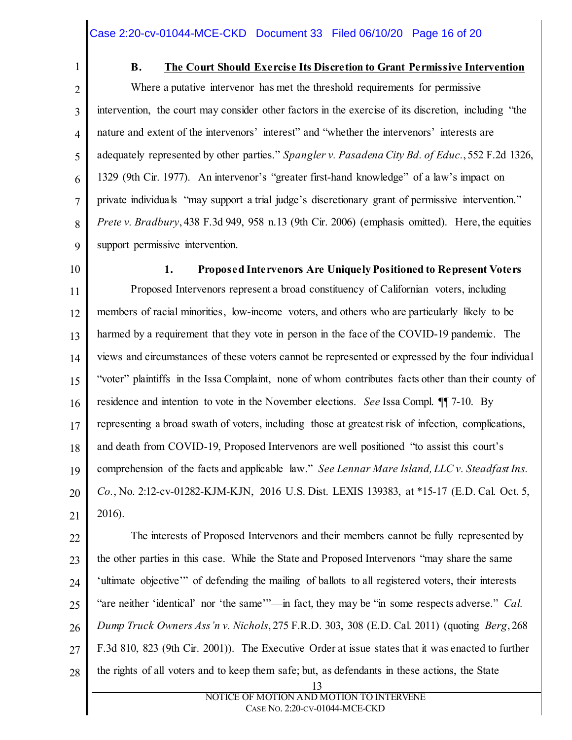### B. The Court Should Exercise Its Discretion to Grant Permissive Intervention

Where a putative intervenor has met the threshold requirements for permissive intervention, the court may consider other factors in the exercise of its discretion, including "the nature and extent of the intervenors' interest" and "whether the intervenors' interests are adequately represented by other parties." *Spangler v. Pasadena City Bd. of Educ.*, 552 F.2d 1326, 1329 (9th Cir. 1977). An intervenor's "greater first-hand knowledge" of a law's impact on private individuals "may support a trial judge's discretionary grant of permissive intervention." *Prete v. Bradbury*, 438 F.3d 949, 958 n.13 (9th Cir. 2006) (emphasis omitted). Here, the equities support permissive intervention.

#### 1. Proposed Intervenors Are Uniquely Positioned to Represent Voters

Proposed Intervenors represent a broad constituency of Californian voters, including members of racial minorities, low-income voters, and others who are particularly likely to be harmed by a requirement that they vote in person in the face of the COVID-19 pandemic. The views and circumstances of these voters cannot be represented or expressed by the four individual "voter" plaintiffs in the Issa Complaint, none of whom contributes facts other than their county of residence and intention to vote in the November elections. *See* Issa Compl. ¶¶ 7-10. By representing a broad swath of voters, including those at greatest risk of infection, complications, and death from COVID-19, Proposed Intervenors are well positioned "to assist this court's comprehension of the facts and applicable law." *See Lennar Mare Island, LLC v. Steadfast Ins. Co.*, No. 2:12-cv-01282-KJM-KJN, 2016 U.S. Dist. LEXIS 139383, at *15-17 (E.D. Cal. Oct. 5, 2016).

The interests of Proposed Intervenors and their members cannot be fully represented by the other parties in this case. While the State and Proposed Intervenors "may share the same 'ultimate objective'" of defending the mailing of ballots to all registered voters, their interests "are neither 'identical' nor 'the same'"—in fact, they may be "in some respects adverse." *Cal. Dump Truck Owners Ass'n v. Nichols*, 275 F.R.D. 303, 308 (E.D. Cal. 2011) (quoting *Berg*, 268 F.3d 810, 823 (9th Cir. 2001)). The Executive Order at issue states that it was enacted to further the rights of all voters and to keep them safe; but, as defendants in these actions, the State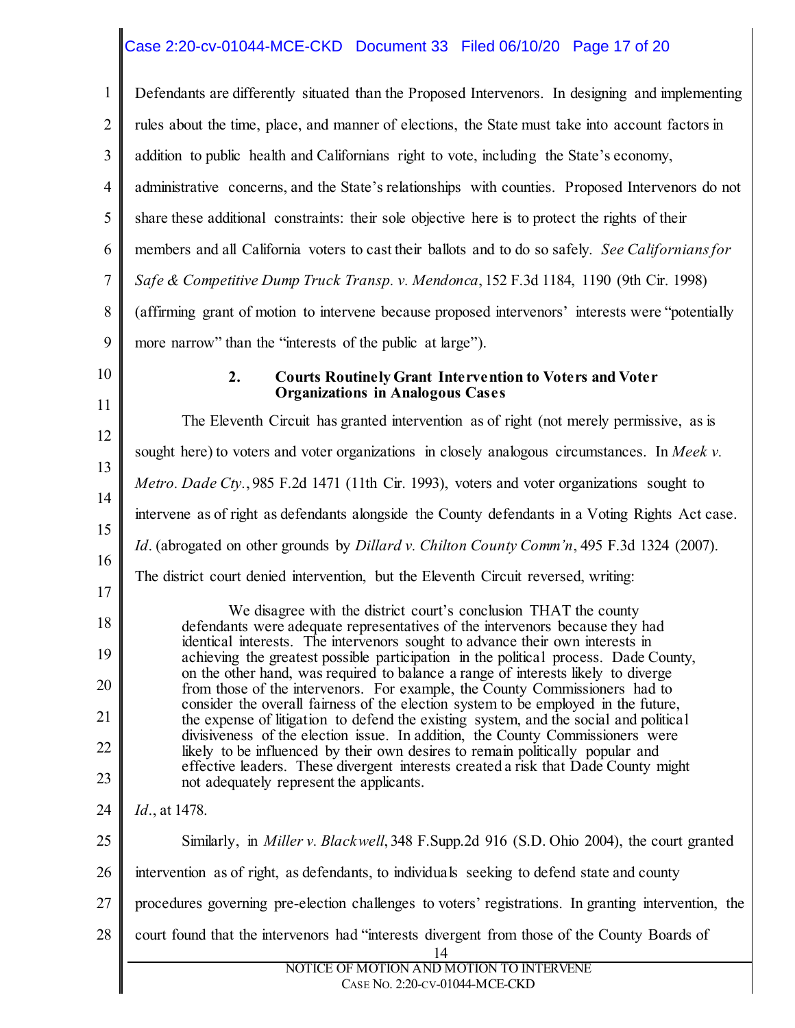Defendants are differently situated than the Proposed Intervenors. In designing and implementing rules about the time, place, and manner of elections, the State must take into account factors in addition to public health and Californians right to vote, including the State's economy, administrative concerns, and the State's relationships with counties. Proposed Intervenors do not share these additional constraints: their sole objective here is to protect the rights of their members and all California voters to cast their ballots and to do so safely. *See Californians for Safe & Competitive Dump Truck Transp. v. Mendonca*, 152 F.3d 1184, 1190 (9th Cir. 1998) (affirming grant of motion to intervene because proposed intervenors' interests were "potentially more narrow" than the "interests of the public at large").

### 2. Courts Routinely Grant Intervention to Voters and Voter Organizations in Analogous Cases

The Eleventh Circuit has granted intervention as of right (not merely permissive, as is sought here) to voters and voter organizations in closely analogous circumstances. In *Meek v. Metro. Dade Cty.*, 985 F.2d 1471 (11th Cir. 1993), voters and voter organizations sought to intervene as of right as defendants alongside the County defendants in a Voting Rights Act case. *Id*. (abrogated on other grounds by *Dillard v. Chilton County Comm'n*, 495 F.3d 1324 (2007). The district court denied intervention, but the Eleventh Circuit reversed, writing:

> We disagree with the district court's conclusion THAT the county defendants were adequate representatives of the intervenors because they had identical interests. The intervenors sought to advance their own interests in achieving the greatest possible participation in the political process. Dade County, on the other hand, was required to balance a range of interests likely to diverge from those of the intervenors. For example, the County Commissioners had to consider the overall fairness of the election system to be employed in the future, the expense of litigation to defend the existing system, and the social and political divisiveness of the election issue. In addition, the County Commissioners were likely to be influenced by their own desires to remain politically popular and effective leaders. These divergent interests created a risk that Dade County might not adequately represent the applicants.

*Id*., at 1478.

Similarly, in *Miller v. Blackwell*, 348 F.Supp.2d 916 (S.D. Ohio 2004), the court granted intervention as of right, as defendants, to individuals seeking to defend state and county procedures governing pre-election challenges to voters' registrations. In granting intervention, the court found that the intervenors had "interests divergent from those of the County Boards of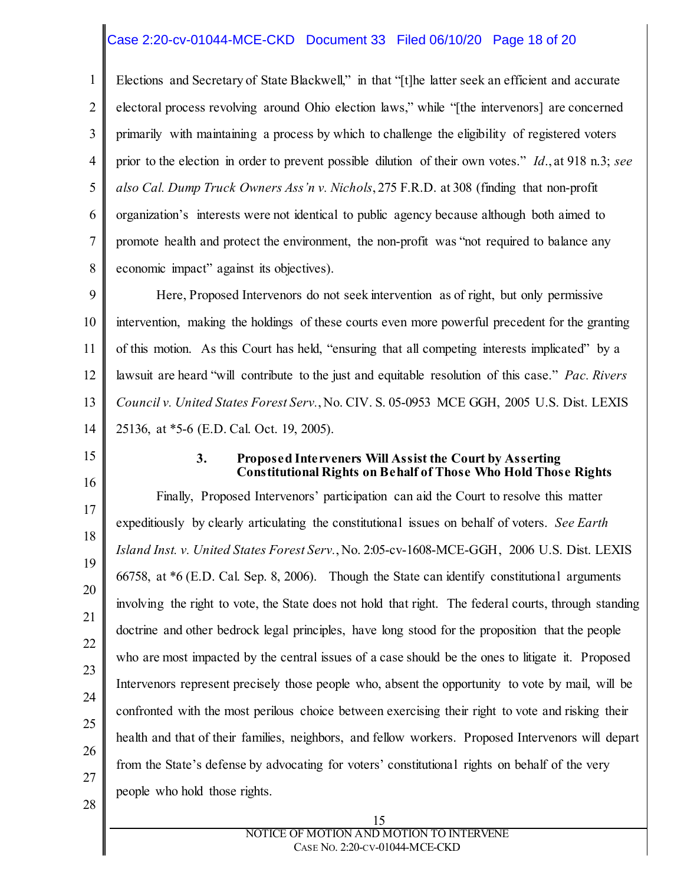Elections and Secretary of State Blackwell," in that "[t]he latter seek an efficient and accurate electoral process revolving around Ohio election laws," while "[the intervenors] are concerned primarily with maintaining a process by which to challenge the eligibility of registered voters prior to the election in order to prevent possible dilution of their own votes." *Id.*, at 918 n.3; *see also Cal. Dump Truck Owners Ass'n v. Nichols*, 275 F.R.D. at 308 (finding that non-profit organization's interests were not identical to public agency because although both aimed to promote health and protect the environment, the non-profit was "not required to balance any economic impact" against its objectives).

Here, Proposed Intervenors do not seek intervention as of right, but only permissive intervention, making the holdings of these courts even more powerful precedent for the granting of this motion. As this Court has held, "ensuring that all competing interests implicated" by a lawsuit are heard "will contribute to the just and equitable resolution of this case." *Pac. Rivers Council v. United States Forest Serv.*, No. CIV. S. 05-0953 MCE GGH, 2005 U.S. Dist. LEXIS 25136, at *5-6 (E.D. Cal. Oct. 19, 2005).

### 3. Proposed Interveners Will Assist the Court by Asserting Constitutional Rights on Behalf of Those Who Hold Those Rights

Finally, Proposed Intervenors' participation can aid the Court to resolve this matter expeditiously by clearly articulating the constitutional issues on behalf of voters. *See Earth Island Inst. v. United States Forest Serv.*, No. 2:05-cv-1608-MCE-GGH, 2006 U.S. Dist. LEXIS 66758, at *6 (E.D. Cal. Sep. 8, 2006). Though the State can identify constitutional arguments involving the right to vote, the State does not hold that right. The federal courts, through standing doctrine and other bedrock legal principles, have long stood for the proposition that the people who are most impacted by the central issues of a case should be the ones to litigate it. Proposed Intervenors represent precisely those people who, absent the opportunity to vote by mail, will be confronted with the most perilous choice between exercising their right to vote and risking their health and that of their families, neighbors, and fellow workers. Proposed Intervenors will depart from the State's defense by advocating for voters' constitutional rights on behalf of the very people who hold those rights.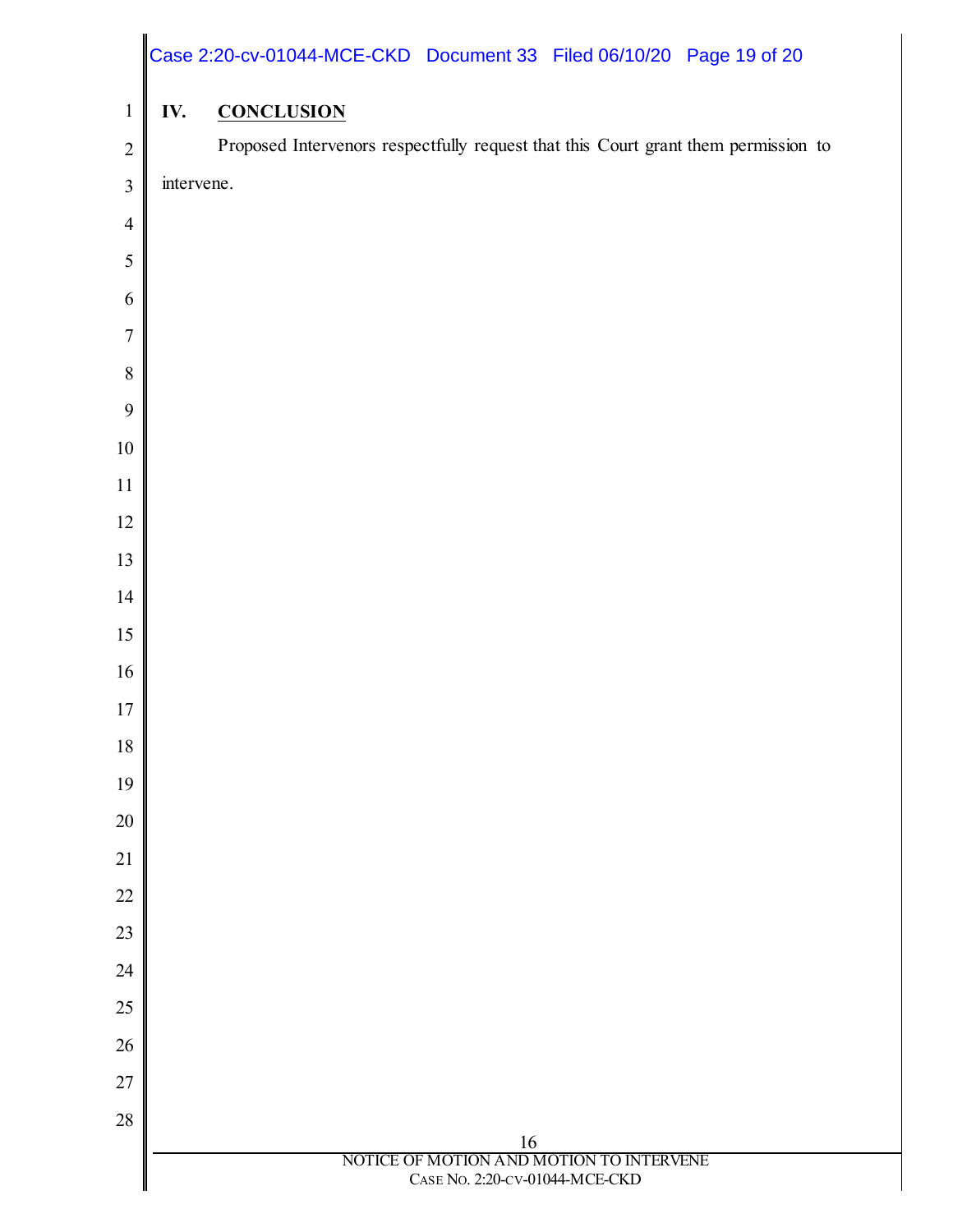## IV. CONCLUSION

Proposed Intervenors respectfully request that this Court grant them permission to intervene.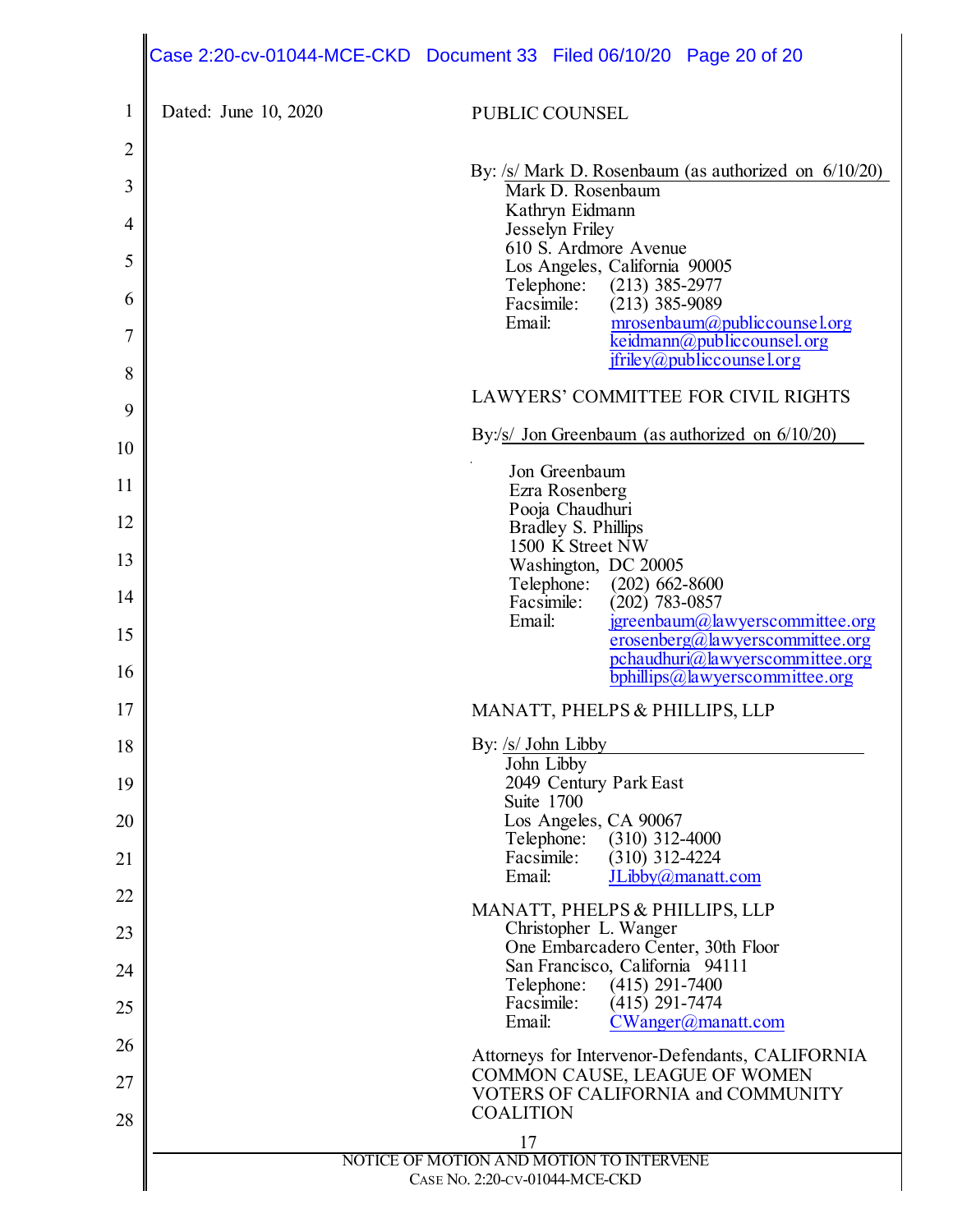Dated: June 10, 2020

PUBLIC COUNSEL

By: /s/ Mark D. Rosenbaum (as authorized on 6/10/20)
Mark D. Rosenbaum
Kathryn Eidmann
Jesselyn Friley
610 S. Ardmore Avenue
Los Angeles, California 90005
Telephone: (213) 385-2977
Facsimile: (213) 385-9089
Email: mrosenbaum@publiccounsel.org
keidmann@publiccounsel.org
jfriley@publiccounsel.org

LAWYERS' COMMITTEE FOR CIVIL RIGHTS

By:/s/ Jon Greenbaum (as authorized on 6/10/20)

Jon Greenbaum
Ezra Rosenberg
Pooja Chaudhuri
Bradley S. Phillips
1500 K Street NW
Washington, DC 20005
Telephone: (202) 662-8600
Facsimile: (202) 783-0857
Email: jgreenbaum@lawyerscommittee.org
erosenberg@lawyerscommittee.org
pchaudhuri@lawyerscommittee.org
bphillips@lawyerscommittee.org

MANATT, PHELPS & PHILLIPS, LLP

By: /s/ John Libby
John Libby
2049 Century Park East
Suite 1700
Los Angeles, CA 90067
Telephone: (310) 312-4000
Facsimile: (310) 312-4224
Email: JLibby@manatt.com

MANATT, PHELPS & PHILLIPS, LLP
Christopher L. Wanger
One Embarcadero Center, 30th Floor
San Francisco, California 94111
Telephone: (415) 291-7400
Facsimile: (415) 291-7474
Email: CWanger@manatt.com

Attorneys for Intervenor-Defendants, CALIFORNIA COMMON CAUSE, LEAGUE OF WOMEN VOTERS OF CALIFORNIA and COMMUNITY COALITION